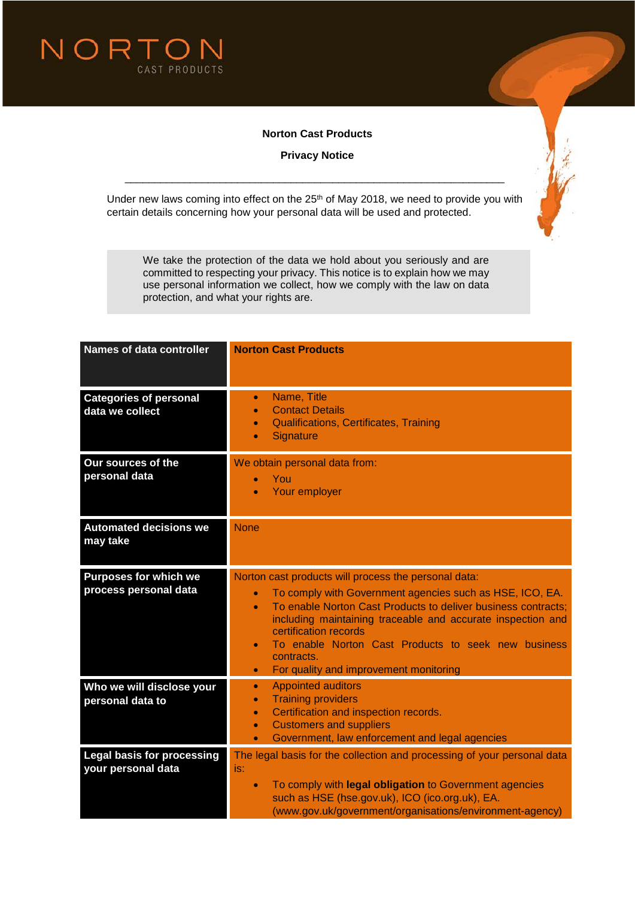NORTON
CAST PRODUCTS

**Norton Cast Products**

**Privacy Notice**

---

Under new laws coming into effect on the 25th of May 2018, we need to provide you with certain details concerning how your personal data will be used and protected.

> We take the protection of the data we hold about you seriously and are committed to respecting your privacy. This notice is to explain how we may use personal information we collect, how we comply with the law on data protection, and what your rights are.

| **Names of data controller** | **Norton Cast Products** |
|---|---|
| **Categories of personal data we collect** | • Name, Title<br>• Contact Details<br>• Qualifications, Certificates, Training<br>• Signature |
| **Our sources of the personal data** | We obtain personal data from:<br>• You<br>• Your employer |
| **Automated decisions we may take** | None |
| **Purposes for which we process personal data** | Norton cast products will process the personal data:<br>• To comply with Government agencies such as HSE, ICO, EA.<br>• To enable Norton Cast Products to deliver business contracts; including maintaining traceable and accurate inspection and certification records<br>• To enable Norton Cast Products to seek new business contracts.<br>• For quality and improvement monitoring |
| **Who we will disclose your personal data to** | • Appointed auditors<br>• Training providers<br>• Certification and inspection records.<br>• Customers and suppliers<br>• Government, law enforcement and legal agencies |
| **Legal basis for processing your personal data** | The legal basis for the collection and processing of your personal data is:<br>• To comply with **legal obligation** to Government agencies such as HSE (hse.gov.uk), ICO (ico.org.uk), EA. (www.gov.uk/government/organisations/environment-agency) |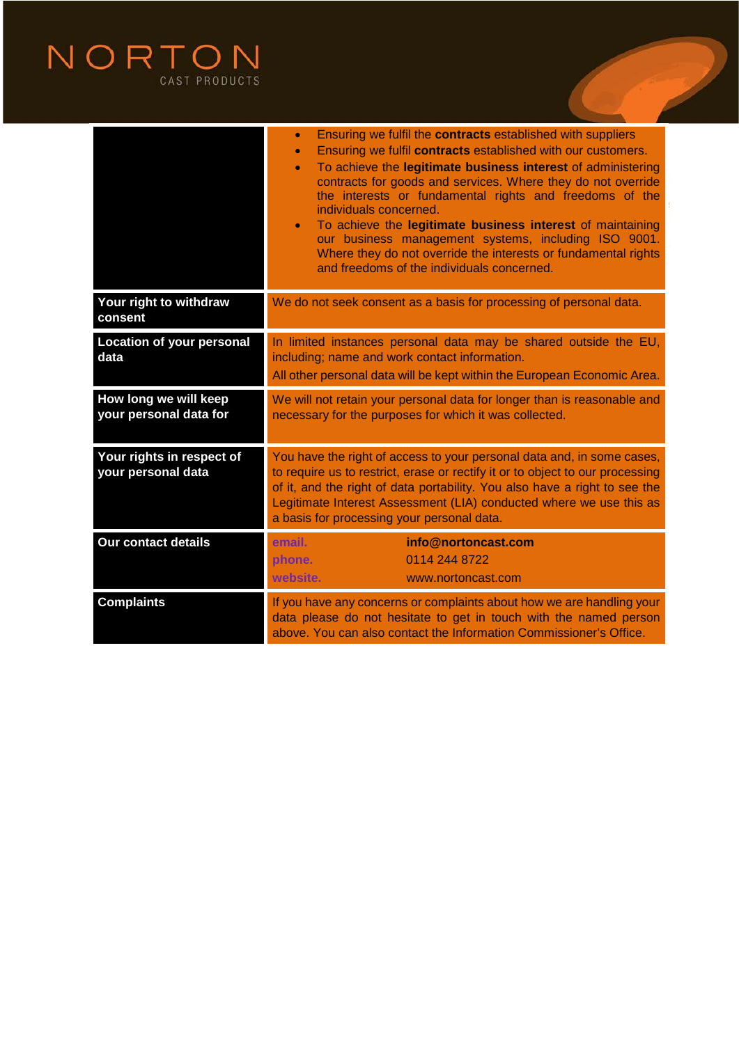| | |
|---|---|
| | • Ensuring we fulfil the **contracts** established with suppliers<br>• Ensuring we fulfil **contracts** established with our customers.<br>• To achieve the **legitimate business interest** of administering contracts for goods and services. Where they do not override the interests or fundamental rights and freedoms of the individuals concerned.<br>• To achieve the **legitimate business interest** of maintaining our business management systems, including ISO 9001. Where they do not override the interests or fundamental rights and freedoms of the individuals concerned. |
| **Your right to withdraw consent** | We do not seek consent as a basis for processing of personal data. |
| **Location of your personal data** | In limited instances personal data may be shared outside the EU, including; name and work contact information.<br>All other personal data will be kept within the European Economic Area. |
| **How long we will keep your personal data for** | We will not retain your personal data for longer than is reasonable and necessary for the purposes for which it was collected. |
| **Your rights in respect of your personal data** | You have the right of access to your personal data and, in some cases, to require us to restrict, erase or rectify it or to object to our processing of it, and the right of data portability. You also have a right to see the Legitimate Interest Assessment (LIA) conducted where we use this as a basis for processing your personal data. |
| **Our contact details** | email. **info@nortoncast.com**<br>phone. 0114 244 8722<br>website. www.nortoncast.com |
| **Complaints** | If you have any concerns or complaints about how we are handling your data please do not hesitate to get in touch with the named person above. You can also contact the Information Commissioner's Office. |